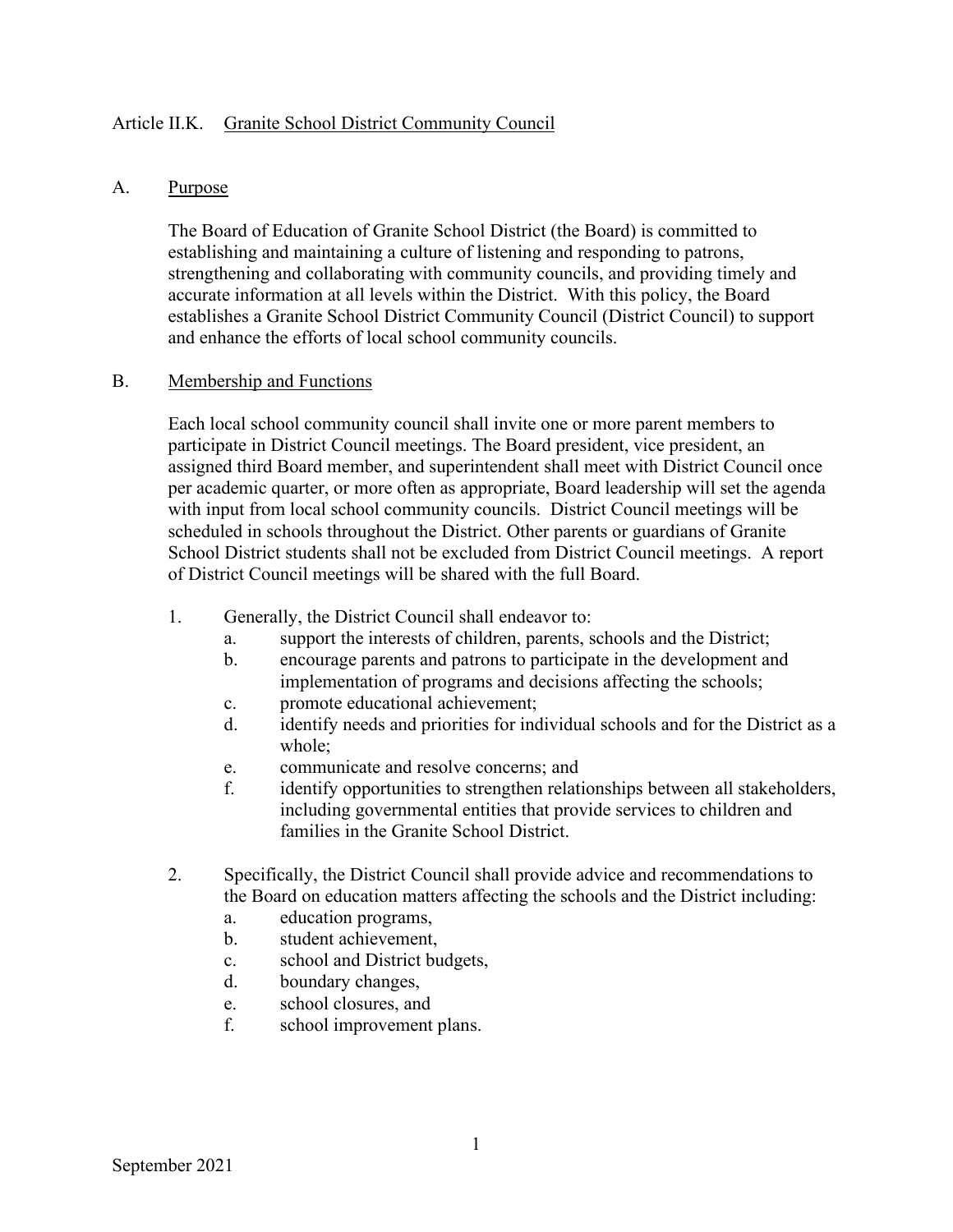# Article II.K. Granite School District Community Council

## A. Purpose

The Board of Education of Granite School District (the Board) is committed to establishing and maintaining a culture of listening and responding to patrons, strengthening and collaborating with community councils, and providing timely and accurate information at all levels within the District. With this policy, the Board establishes a Granite School District Community Council (District Council) to support and enhance the efforts of local school community councils.

## B. Membership and Functions

Each local school community council shall invite one or more parent members to participate in District Council meetings. The Board president, vice president, an assigned third Board member, and superintendent shall meet with District Council once per academic quarter, or more often as appropriate, Board leadership will set the agenda with input from local school community councils. District Council meetings will be scheduled in schools throughout the District. Other parents or guardians of Granite School District students shall not be excluded from District Council meetings. A report of District Council meetings will be shared with the full Board.

1. Generally, the District Council shall endeavor to:
   a. support the interests of children, parents, schools and the District;
   b. encourage parents and patrons to participate in the development and implementation of programs and decisions affecting the schools;
   c. promote educational achievement;
   d. identify needs and priorities for individual schools and for the District as a whole;
   e. communicate and resolve concerns; and
   f. identify opportunities to strengthen relationships between all stakeholders, including governmental entities that provide services to children and families in the Granite School District.

2. Specifically, the District Council shall provide advice and recommendations to the Board on education matters affecting the schools and the District including:
   a. education programs,
   b. student achievement,
   c. school and District budgets,
   d. boundary changes,
   e. school closures, and
   f. school improvement plans.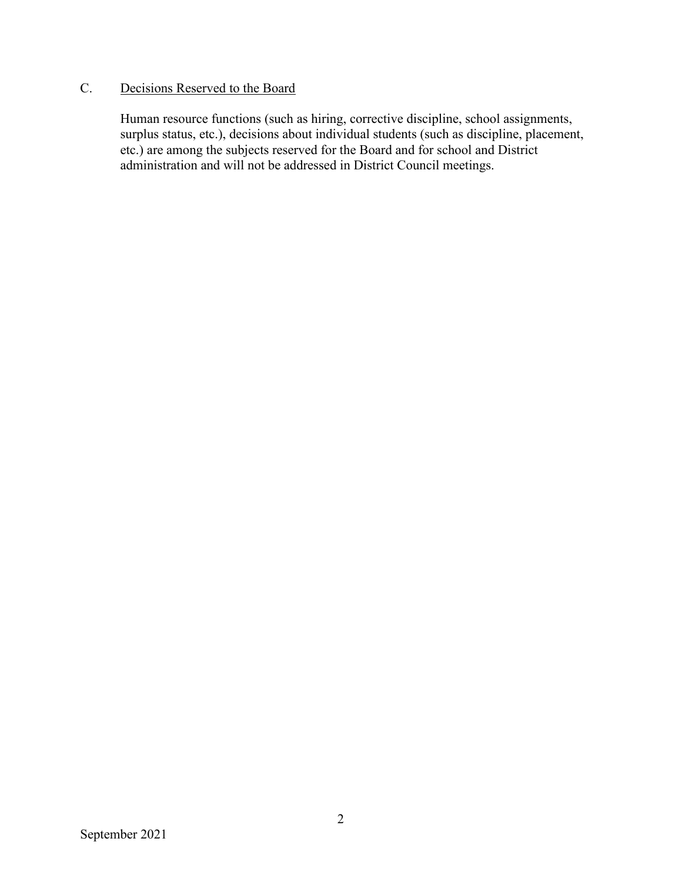### C. Decisions Reserved to the Board

Human resource functions (such as hiring, corrective discipline, school assignments, surplus status, etc.), decisions about individual students (such as discipline, placement, etc.) are among the subjects reserved for the Board and for school and District administration and will not be addressed in District Council meetings.